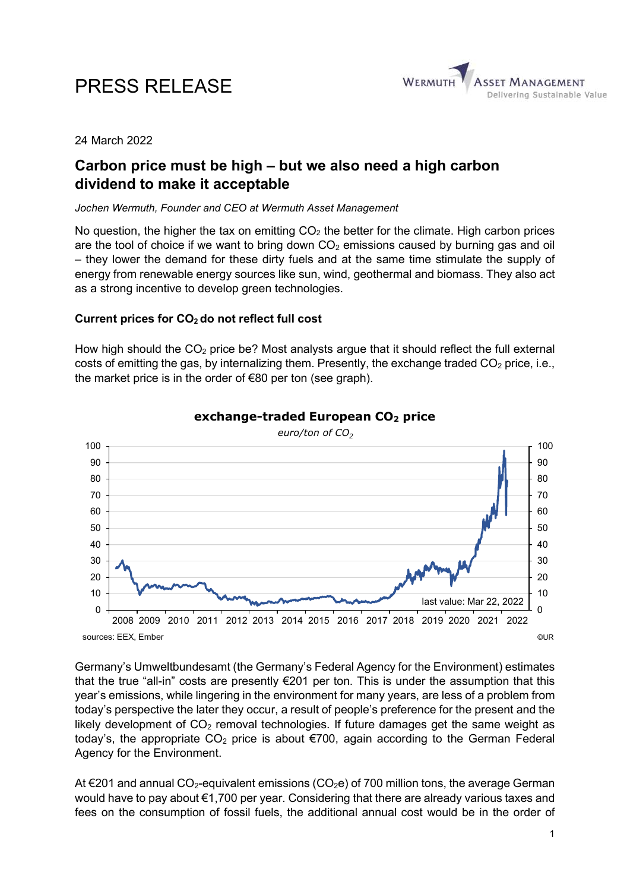PRESS RELEASE

24 March 2022

## Carbon price must be high – but we also need a high carbon dividend to make it acceptable

*Jochen Wermuth, Founder and CEO at Wermuth Asset Management*

No question, the higher the tax on emitting $CO_2$ the better for the climate. High carbon prices are the tool of choice if we want to bring down $CO_2$ emissions caused by burning gas and oil – they lower the demand for these dirty fuels and at the same time stimulate the supply of energy from renewable energy sources like sun, wind, geothermal and biomass. They also act as a strong incentive to develop green technologies.

### Current prices for $CO_2$ do not reflect full cost

How high should the $CO_2$ price be? Most analysts argue that it should reflect the full external costs of emitting the gas, by internalizing them. Presently, the exchange traded $CO_2$ price, i.e., the market price is in the order of €80 per ton (see graph).

**exchange-traded European $CO_2$ price**

*euro/ton of $CO_2$*

last value: Mar 22, 2022

sources: EEX, Ember ©UR

Germany's Umweltbundesamt (the Germany's Federal Agency for the Environment) estimates that the true "all-in" costs are presently €201 per ton. This is under the assumption that this year's emissions, while lingering in the environment for many years, are less of a problem from today's perspective the later they occur, a result of people's preference for the present and the likely development of $CO_2$ removal technologies. If future damages get the same weight as today's, the appropriate $CO_2$ price is about €700, again according to the German Federal Agency for the Environment.

At €201 and annual $CO_2$-equivalent emissions ($CO_2e$) of 700 million tons, the average German would have to pay about €1,700 per year. Considering that there are already various taxes and fees on the consumption of fossil fuels, the additional annual cost would be in the order of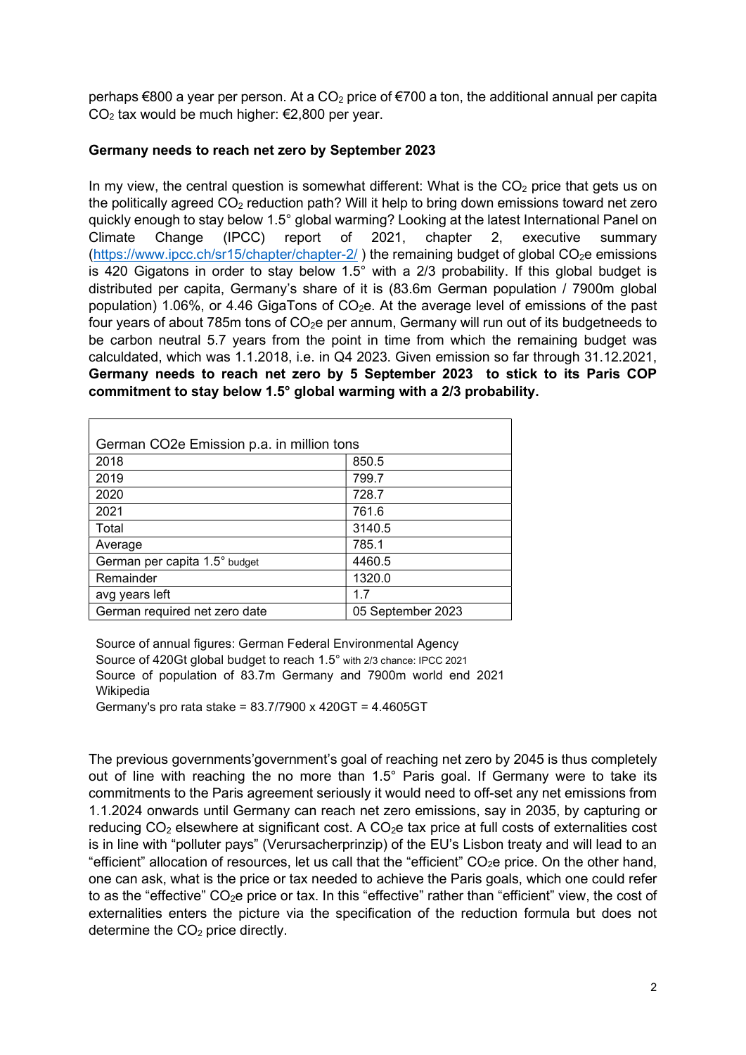perhaps €800 a year per person. At a $CO_2$ price of €700 a ton, the additional annual per capita $CO_2$ tax would be much higher: €2,800 per year.

**Germany needs to reach net zero by September 2023**

In my view, the central question is somewhat different: What is the $CO_2$ price that gets us on the politically agreed $CO_2$ reduction path? Will it help to bring down emissions toward net zero quickly enough to stay below 1.5° global warming? Looking at the latest International Panel on Climate Change (IPCC) report of 2021, chapter 2, executive summary (https://www.ipcc.ch/sr15/chapter/chapter-2/ ) the remaining budget of global $CO_2e$ emissions is 420 Gigatons in order to stay below 1.5° with a 2/3 probability. If this global budget is distributed per capita, Germany's share of it is (83.6m German population / 7900m global population) 1.06%, or 4.46 GigaTons of $CO_2e$. At the average level of emissions of the past four years of about 785m tons of $CO_2e$ per annum, Germany will run out of its budgetneeds to be carbon neutral 5.7 years from the point in time from which the remaining budget was calculdated, which was 1.1.2018, i.e. in Q4 2023. Given emission so far through 31.12.2021, **Germany needs to reach net zero by 5 September 2023 to stick to its Paris COP commitment to stay below 1.5° global warming with a 2/3 probability.**

| German CO2e Emission p.a. in million tons | |
|---|---|
| 2018 | 850.5 |
| 2019 | 799.7 |
| 2020 | 728.7 |
| 2021 | 761.6 |
| Total | 3140.5 |
| Average | 785.1 |
| German per capita 1.5° budget | 4460.5 |
| Remainder | 1320.0 |
| avg years left | 1.7 |
| German required net zero date | 05 September 2023 |

Source of annual figures: German Federal Environmental Agency
Source of 420Gt global budget to reach 1.5° with 2/3 chance: IPCC 2021
Source of population of 83.7m Germany and 7900m world end 2021 Wikipedia
Germany's pro rata stake = 83.7/7900 x 420GT = 4.4605GT

The previous governments'government's goal of reaching net zero by 2045 is thus completely out of line with reaching the no more than 1.5° Paris goal. If Germany were to take its commitments to the Paris agreement seriously it would need to off-set any net emissions from 1.1.2024 onwards until Germany can reach net zero emissions, say in 2035, by capturing or reducing $CO_2$ elsewhere at significant cost. A $CO_2e$ tax price at full costs of externalities cost is in line with "polluter pays" (Verursacherprinzip) of the EU's Lisbon treaty and will lead to an "efficient" allocation of resources, let us call that the "efficient" $CO_2e$ price. On the other hand, one can ask, what is the price or tax needed to achieve the Paris goals, which one could refer to as the "effective" $CO_2e$ price or tax. In this "effective" rather than "efficient" view, the cost of externalities enters the picture via the specification of the reduction formula but does not determine the $CO_2$ price directly.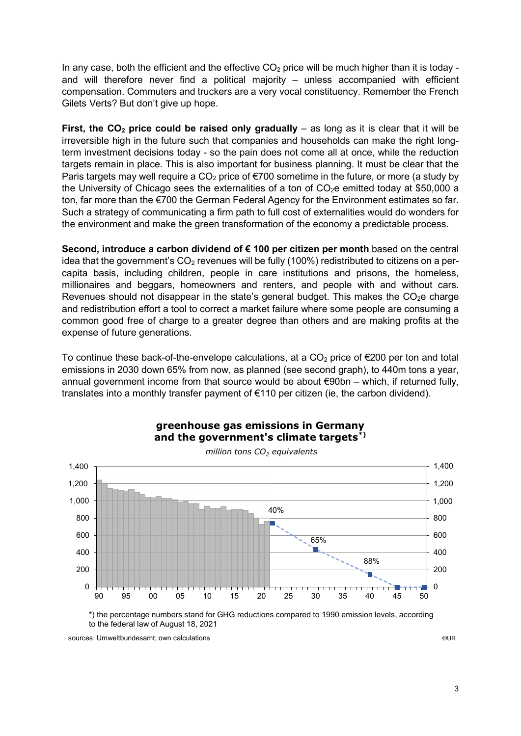In any case, both the efficient and the effective $CO_2$ price will be much higher than it is today - and will therefore never find a political majority – unless accompanied with efficient compensation. Commuters and truckers are a very vocal constituency. Remember the French Gilets Verts? But don't give up hope.

**First, the $CO_2$ price could be raised only gradually** – as long as it is clear that it will be irreversible high in the future such that companies and households can make the right long-term investment decisions today - so the pain does not come all at once, while the reduction targets remain in place. This is also important for business planning. It must be clear that the Paris targets may well require a $CO_2$ price of €700 sometime in the future, or more (a study by the University of Chicago sees the externalities of a ton of $CO_2$e emitted today at $50,000 a ton, far more than the €700 the German Federal Agency for the Environment estimates so far. Such a strategy of communicating a firm path to full cost of externalities would do wonders for the environment and make the green transformation of the economy a predictable process.

**Second, introduce a carbon dividend of € 100 per citizen per month** based on the central idea that the government's $CO_2$ revenues will be fully (100%) redistributed to citizens on a per-capita basis, including children, people in care institutions and prisons, the homeless, millionaires and beggars, homeowners and renters, and people with and without cars. Revenues should not disappear in the state's general budget. This makes the $CO_2$e charge and redistribution effort a tool to correct a market failure where some people are consuming a common good free of charge to a greater degree than others and are making profits at the expense of future generations.

To continue these back-of-the-envelope calculations, at a $CO_2$ price of €200 per ton and total emissions in 2030 down 65% from now, as planned (see second graph), to 440m tons a year, annual government income from that source would be about €90bn – which, if returned fully, translates into a monthly transfer payment of €110 per citizen (ie, the carbon dividend).

**greenhouse gas emissions in Germany and the government's climate targets*)**

*million tons $CO_2$ equivalents*

*) the percentage numbers stand for GHG reductions compared to 1990 emission levels, according to the federal law of August 18, 2021

sources: Umweltbundesamt; own calculations ©UR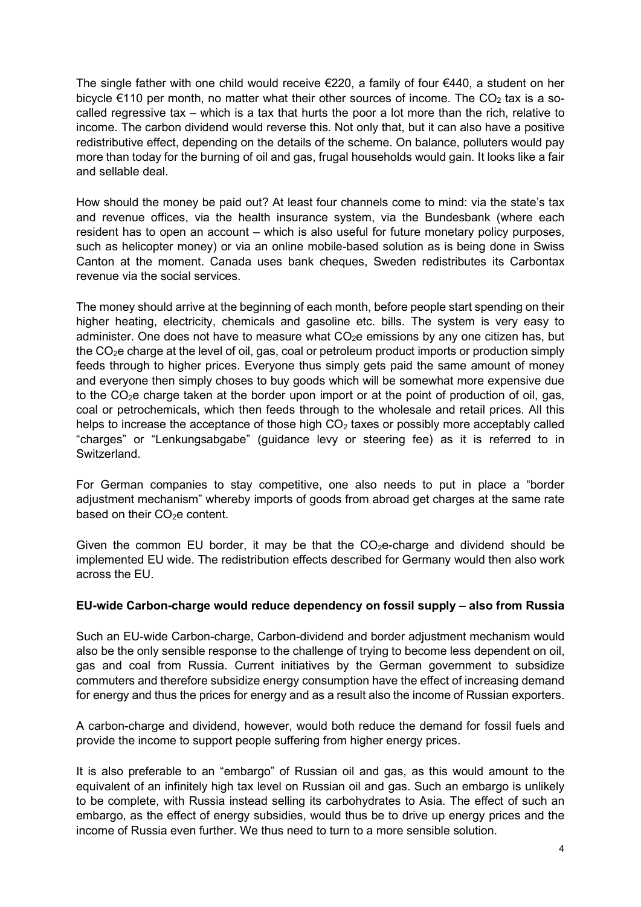The single father with one child would receive €220, a family of four €440, a student on her bicycle €110 per month, no matter what their other sources of income. The $CO_2$ tax is a so-called regressive tax – which is a tax that hurts the poor a lot more than the rich, relative to income. The carbon dividend would reverse this. Not only that, but it can also have a positive redistributive effect, depending on the details of the scheme. On balance, polluters would pay more than today for the burning of oil and gas, frugal households would gain. It looks like a fair and sellable deal.

How should the money be paid out? At least four channels come to mind: via the state's tax and revenue offices, via the health insurance system, via the Bundesbank (where each resident has to open an account – which is also useful for future monetary policy purposes, such as helicopter money) or via an online mobile-based solution as is being done in Swiss Canton at the moment. Canada uses bank cheques, Sweden redistributes its Carbontax revenue via the social services.

The money should arrive at the beginning of each month, before people start spending on their higher heating, electricity, chemicals and gasoline etc. bills. The system is very easy to administer. One does not have to measure what $CO_2e$ emissions by any one citizen has, but the $CO_2e$ charge at the level of oil, gas, coal or petroleum product imports or production simply feeds through to higher prices. Everyone thus simply gets paid the same amount of money and everyone then simply choses to buy goods which will be somewhat more expensive due to the $CO_2e$ charge taken at the border upon import or at the point of production of oil, gas, coal or petrochemicals, which then feeds through to the wholesale and retail prices. All this helps to increase the acceptance of those high $CO_2$ taxes or possibly more acceptably called "charges" or "Lenkungsabgabe" (guidance levy or steering fee) as it is referred to in Switzerland.

For German companies to stay competitive, one also needs to put in place a "border adjustment mechanism" whereby imports of goods from abroad get charges at the same rate based on their $CO_2e$ content.

Given the common EU border, it may be that the $CO_2e$-charge and dividend should be implemented EU wide. The redistribution effects described for Germany would then also work across the EU.

**EU-wide Carbon-charge would reduce dependency on fossil supply – also from Russia**

Such an EU-wide Carbon-charge, Carbon-dividend and border adjustment mechanism would also be the only sensible response to the challenge of trying to become less dependent on oil, gas and coal from Russia. Current initiatives by the German government to subsidize commuters and therefore subsidize energy consumption have the effect of increasing demand for energy and thus the prices for energy and as a result also the income of Russian exporters.

A carbon-charge and dividend, however, would both reduce the demand for fossil fuels and provide the income to support people suffering from higher energy prices.

It is also preferable to an "embargo" of Russian oil and gas, as this would amount to the equivalent of an infinitely high tax level on Russian oil and gas. Such an embargo is unlikely to be complete, with Russia instead selling its carbohydrates to Asia. The effect of such an embargo, as the effect of energy subsidies, would thus be to drive up energy prices and the income of Russia even further. We thus need to turn to a more sensible solution.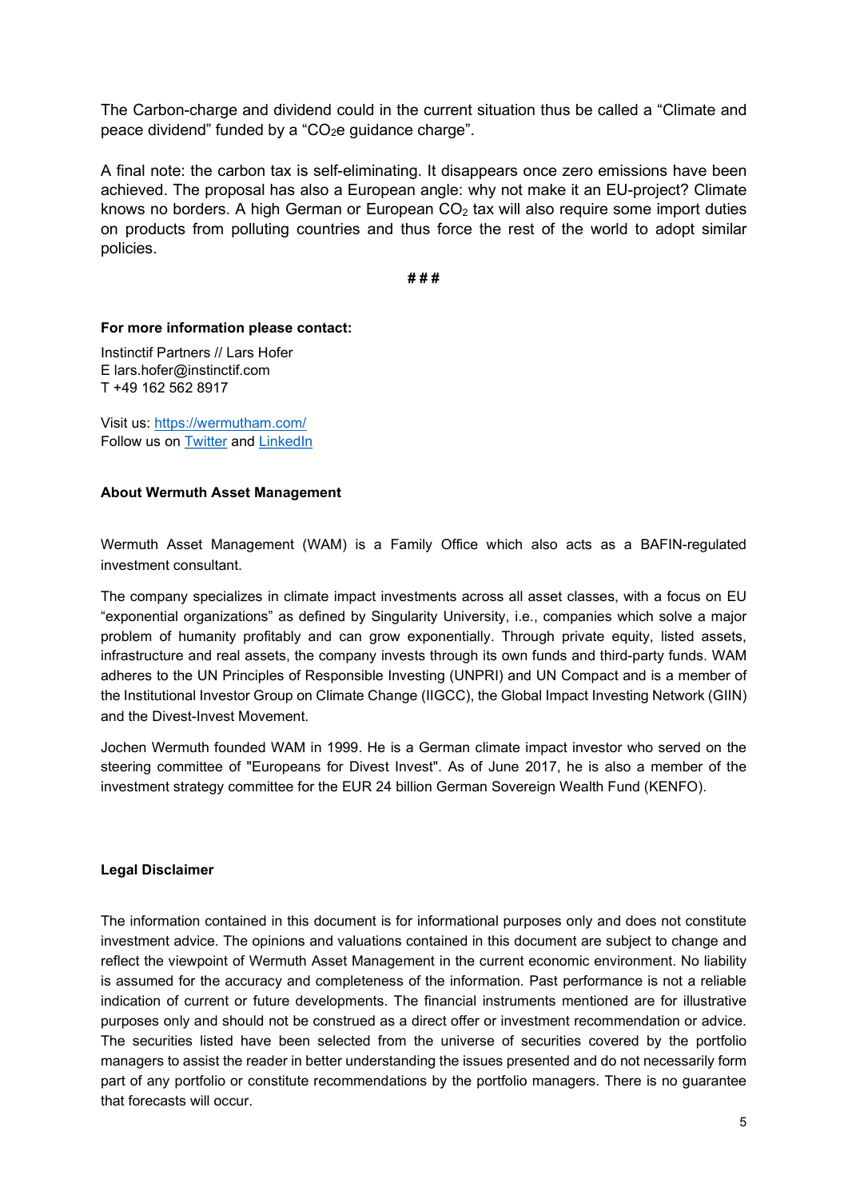The Carbon-charge and dividend could in the current situation thus be called a "Climate and peace dividend" funded by a "$CO_2$e guidance charge".

A final note: the carbon tax is self-eliminating. It disappears once zero emissions have been achieved. The proposal has also a European angle: why not make it an EU-project? Climate knows no borders. A high German or European $CO_2$ tax will also require some import duties on products from polluting countries and thus force the rest of the world to adopt similar policies.

# # #

**For more information please contact:**

Instinctif Partners // Lars Hofer
E lars.hofer@instinctif.com
T +49 162 562 8917

Visit us: https://wermutham.com/
Follow us on Twitter and LinkedIn

**About Wermuth Asset Management**

Wermuth Asset Management (WAM) is a Family Office which also acts as a BAFIN-regulated investment consultant.

The company specializes in climate impact investments across all asset classes, with a focus on EU "exponential organizations" as defined by Singularity University, i.e., companies which solve a major problem of humanity profitably and can grow exponentially. Through private equity, listed assets, infrastructure and real assets, the company invests through its own funds and third-party funds. WAM adheres to the UN Principles of Responsible Investing (UNPRI) and UN Compact and is a member of the Institutional Investor Group on Climate Change (IIGCC), the Global Impact Investing Network (GIIN) and the Divest-Invest Movement.

Jochen Wermuth founded WAM in 1999. He is a German climate impact investor who served on the steering committee of "Europeans for Divest Invest". As of June 2017, he is also a member of the investment strategy committee for the EUR 24 billion German Sovereign Wealth Fund (KENFO).

**Legal Disclaimer**

The information contained in this document is for informational purposes only and does not constitute investment advice. The opinions and valuations contained in this document are subject to change and reflect the viewpoint of Wermuth Asset Management in the current economic environment. No liability is assumed for the accuracy and completeness of the information. Past performance is not a reliable indication of current or future developments. The financial instruments mentioned are for illustrative purposes only and should not be construed as a direct offer or investment recommendation or advice. The securities listed have been selected from the universe of securities covered by the portfolio managers to assist the reader in better understanding the issues presented and do not necessarily form part of any portfolio or constitute recommendations by the portfolio managers. There is no guarantee that forecasts will occur.